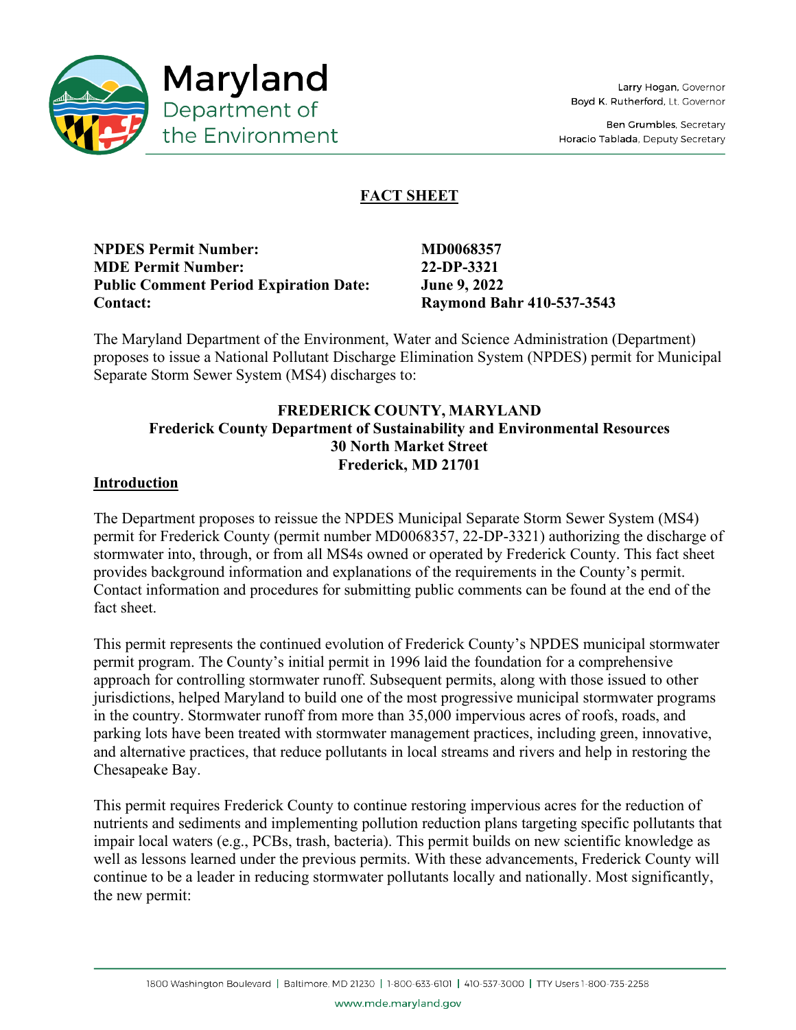Maryland Department of the Environment

Larry Hogan, Governor
Boyd K. Rutherford, Lt. Governor

Ben Grumbles, Secretary
Horacio Tablada, Deputy Secretary

# FACT SHEET

| | |
|---|---|
| **NPDES Permit Number:** | **MD0068357** |
| **MDE Permit Number:** | **22-DP-3321** |
| **Public Comment Period Expiration Date:** | **June 9, 2022** |
| **Contact:** | **Raymond Bahr 410-537-3543** |

The Maryland Department of the Environment, Water and Science Administration (Department) proposes to issue a National Pollutant Discharge Elimination System (NPDES) permit for Municipal Separate Storm Sewer System (MS4) discharges to:

**FREDERICK COUNTY, MARYLAND**
**Frederick County Department of Sustainability and Environmental Resources**
**30 North Market Street**
**Frederick, MD 21701**

## Introduction

The Department proposes to reissue the NPDES Municipal Separate Storm Sewer System (MS4) permit for Frederick County (permit number MD0068357, 22-DP-3321) authorizing the discharge of stormwater into, through, or from all MS4s owned or operated by Frederick County. This fact sheet provides background information and explanations of the requirements in the County's permit. Contact information and procedures for submitting public comments can be found at the end of the fact sheet.

This permit represents the continued evolution of Frederick County's NPDES municipal stormwater permit program. The County's initial permit in 1996 laid the foundation for a comprehensive approach for controlling stormwater runoff. Subsequent permits, along with those issued to other jurisdictions, helped Maryland to build one of the most progressive municipal stormwater programs in the country. Stormwater runoff from more than 35,000 impervious acres of roofs, roads, and parking lots have been treated with stormwater management practices, including green, innovative, and alternative practices, that reduce pollutants in local streams and rivers and help in restoring the Chesapeake Bay.

This permit requires Frederick County to continue restoring impervious acres for the reduction of nutrients and sediments and implementing pollution reduction plans targeting specific pollutants that impair local waters (e.g., PCBs, trash, bacteria). This permit builds on new scientific knowledge as well as lessons learned under the previous permits. With these advancements, Frederick County will continue to be a leader in reducing stormwater pollutants locally and nationally. Most significantly, the new permit: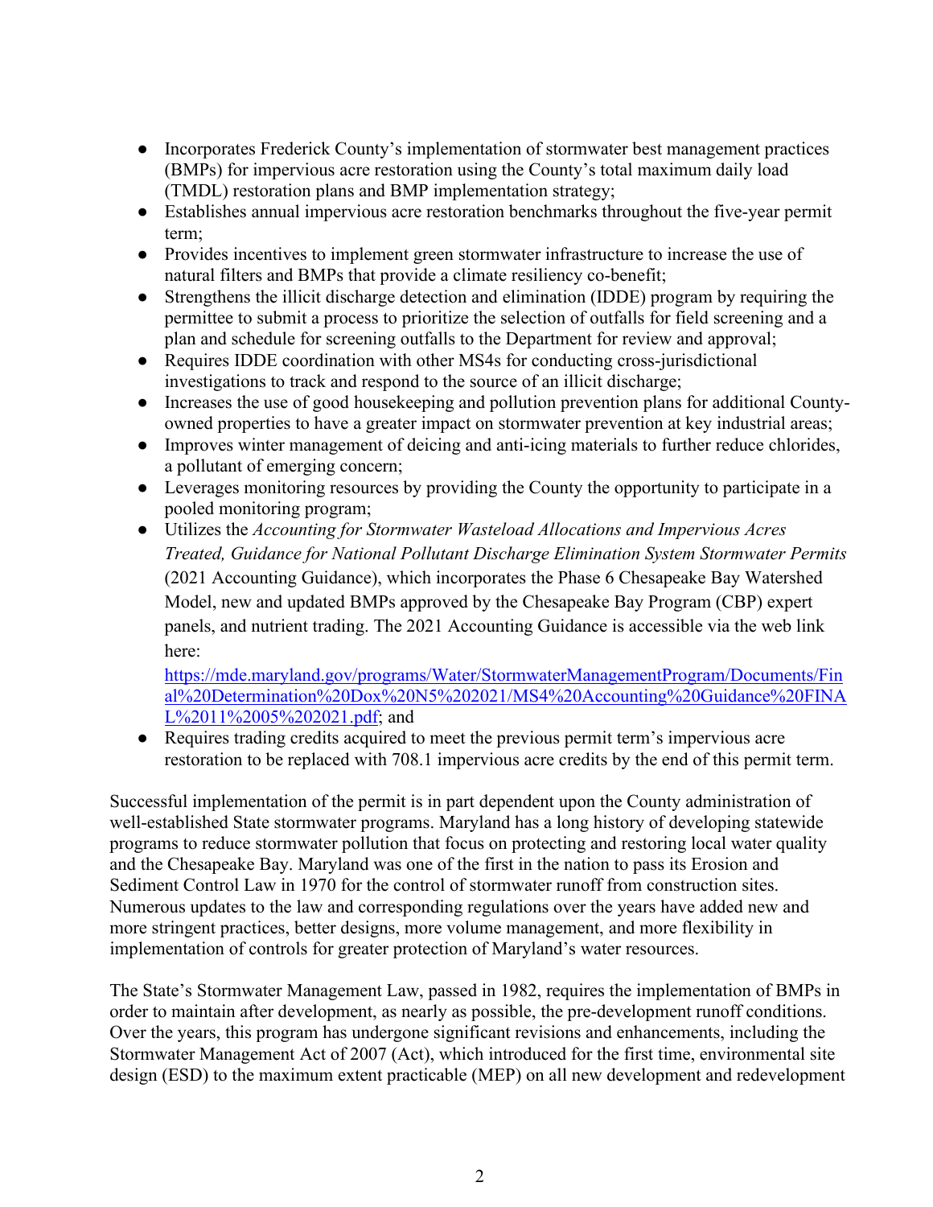- Incorporates Frederick County's implementation of stormwater best management practices (BMPs) for impervious acre restoration using the County's total maximum daily load (TMDL) restoration plans and BMP implementation strategy;
- Establishes annual impervious acre restoration benchmarks throughout the five-year permit term;
- Provides incentives to implement green stormwater infrastructure to increase the use of natural filters and BMPs that provide a climate resiliency co-benefit;
- Strengthens the illicit discharge detection and elimination (IDDE) program by requiring the permittee to submit a process to prioritize the selection of outfalls for field screening and a plan and schedule for screening outfalls to the Department for review and approval;
- Requires IDDE coordination with other MS4s for conducting cross-jurisdictional investigations to track and respond to the source of an illicit discharge;
- Increases the use of good housekeeping and pollution prevention plans for additional County-owned properties to have a greater impact on stormwater prevention at key industrial areas;
- Improves winter management of deicing and anti-icing materials to further reduce chlorides, a pollutant of emerging concern;
- Leverages monitoring resources by providing the County the opportunity to participate in a pooled monitoring program;
- Utilizes the *Accounting for Stormwater Wasteload Allocations and Impervious Acres Treated, Guidance for National Pollutant Discharge Elimination System Stormwater Permits* (2021 Accounting Guidance), which incorporates the Phase 6 Chesapeake Bay Watershed Model, new and updated BMPs approved by the Chesapeake Bay Program (CBP) expert panels, and nutrient trading. The 2021 Accounting Guidance is accessible via the web link here: https://mde.maryland.gov/programs/Water/StormwaterManagementProgram/Documents/Final%20Determination%20Dox%20N5%202021/MS4%20Accounting%20Guidance%20FINAL%2011%2005%202021.pdf; and
- Requires trading credits acquired to meet the previous permit term's impervious acre restoration to be replaced with 708.1 impervious acre credits by the end of this permit term.

Successful implementation of the permit is in part dependent upon the County administration of well-established State stormwater programs. Maryland has a long history of developing statewide programs to reduce stormwater pollution that focus on protecting and restoring local water quality and the Chesapeake Bay. Maryland was one of the first in the nation to pass its Erosion and Sediment Control Law in 1970 for the control of stormwater runoff from construction sites. Numerous updates to the law and corresponding regulations over the years have added new and more stringent practices, better designs, more volume management, and more flexibility in implementation of controls for greater protection of Maryland's water resources.

The State's Stormwater Management Law, passed in 1982, requires the implementation of BMPs in order to maintain after development, as nearly as possible, the pre-development runoff conditions. Over the years, this program has undergone significant revisions and enhancements, including the Stormwater Management Act of 2007 (Act), which introduced for the first time, environmental site design (ESD) to the maximum extent practicable (MEP) on all new development and redevelopment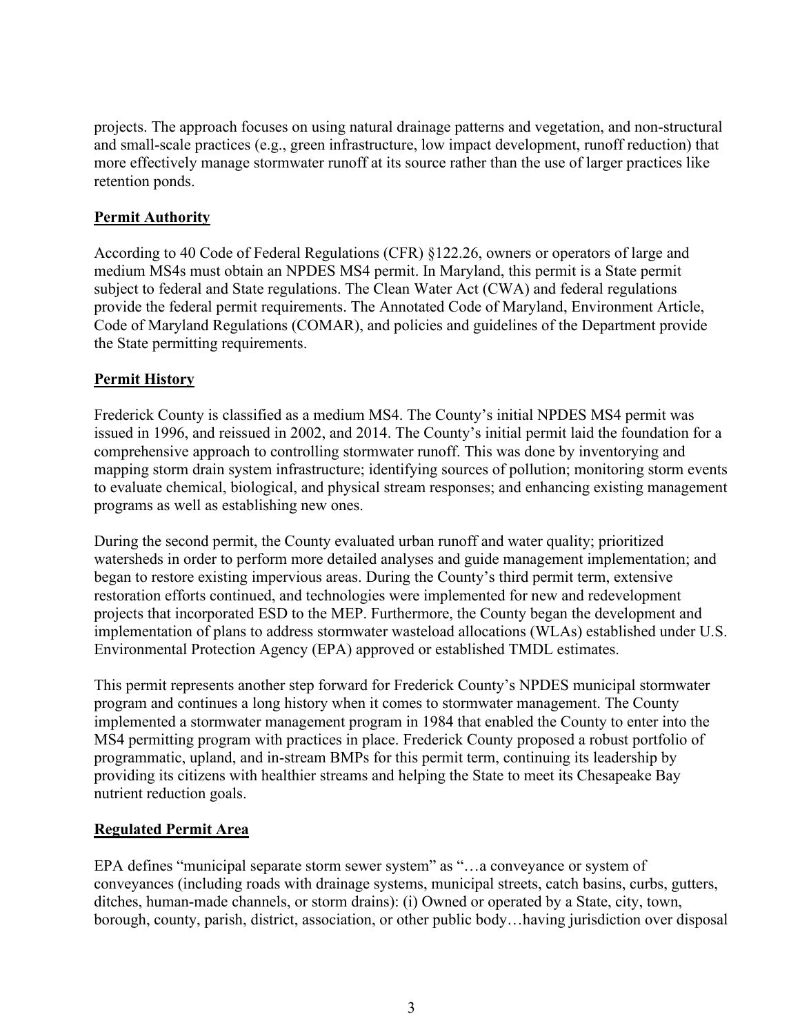projects. The approach focuses on using natural drainage patterns and vegetation, and non-structural and small-scale practices (e.g., green infrastructure, low impact development, runoff reduction) that more effectively manage stormwater runoff at its source rather than the use of larger practices like retention ponds.

## Permit Authority

According to 40 Code of Federal Regulations (CFR) §122.26, owners or operators of large and medium MS4s must obtain an NPDES MS4 permit. In Maryland, this permit is a State permit subject to federal and State regulations. The Clean Water Act (CWA) and federal regulations provide the federal permit requirements. The Annotated Code of Maryland, Environment Article, Code of Maryland Regulations (COMAR), and policies and guidelines of the Department provide the State permitting requirements.

## Permit History

Frederick County is classified as a medium MS4. The County's initial NPDES MS4 permit was issued in 1996, and reissued in 2002, and 2014. The County's initial permit laid the foundation for a comprehensive approach to controlling stormwater runoff. This was done by inventorying and mapping storm drain system infrastructure; identifying sources of pollution; monitoring storm events to evaluate chemical, biological, and physical stream responses; and enhancing existing management programs as well as establishing new ones.

During the second permit, the County evaluated urban runoff and water quality; prioritized watersheds in order to perform more detailed analyses and guide management implementation; and began to restore existing impervious areas. During the County's third permit term, extensive restoration efforts continued, and technologies were implemented for new and redevelopment projects that incorporated ESD to the MEP. Furthermore, the County began the development and implementation of plans to address stormwater wasteload allocations (WLAs) established under U.S. Environmental Protection Agency (EPA) approved or established TMDL estimates.

This permit represents another step forward for Frederick County's NPDES municipal stormwater program and continues a long history when it comes to stormwater management. The County implemented a stormwater management program in 1984 that enabled the County to enter into the MS4 permitting program with practices in place. Frederick County proposed a robust portfolio of programmatic, upland, and in-stream BMPs for this permit term, continuing its leadership by providing its citizens with healthier streams and helping the State to meet its Chesapeake Bay nutrient reduction goals.

## Regulated Permit Area

EPA defines "municipal separate storm sewer system" as "…a conveyance or system of conveyances (including roads with drainage systems, municipal streets, catch basins, curbs, gutters, ditches, human-made channels, or storm drains): (i) Owned or operated by a State, city, town, borough, county, parish, district, association, or other public body…having jurisdiction over disposal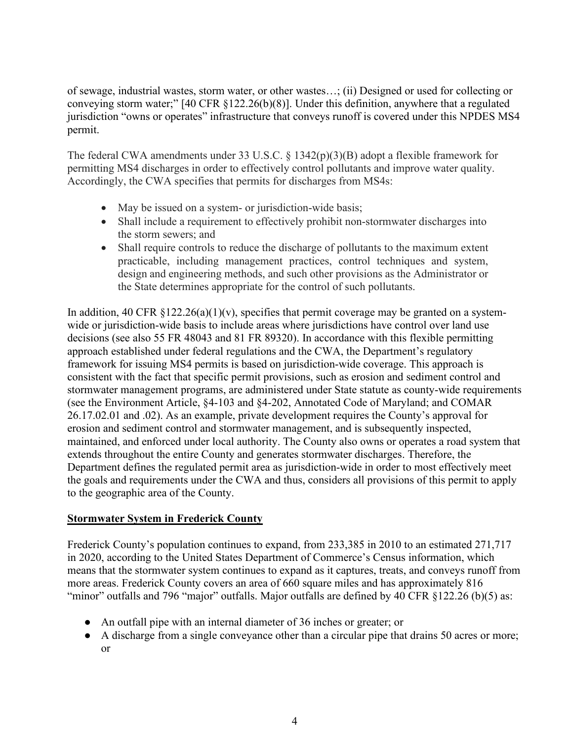of sewage, industrial wastes, storm water, or other wastes…; (ii) Designed or used for collecting or conveying storm water;" [40 CFR §122.26(b)(8)]. Under this definition, anywhere that a regulated jurisdiction "owns or operates" infrastructure that conveys runoff is covered under this NPDES MS4 permit.

The federal CWA amendments under 33 U.S.C. § 1342(p)(3)(B) adopt a flexible framework for permitting MS4 discharges in order to effectively control pollutants and improve water quality. Accordingly, the CWA specifies that permits for discharges from MS4s:

- May be issued on a system- or jurisdiction-wide basis;
- Shall include a requirement to effectively prohibit non-stormwater discharges into the storm sewers; and
- Shall require controls to reduce the discharge of pollutants to the maximum extent practicable, including management practices, control techniques and system, design and engineering methods, and such other provisions as the Administrator or the State determines appropriate for the control of such pollutants.

In addition, 40 CFR §122.26(a)(1)(v), specifies that permit coverage may be granted on a system-wide or jurisdiction-wide basis to include areas where jurisdictions have control over land use decisions (see also 55 FR 48043 and 81 FR 89320). In accordance with this flexible permitting approach established under federal regulations and the CWA, the Department's regulatory framework for issuing MS4 permits is based on jurisdiction-wide coverage. This approach is consistent with the fact that specific permit provisions, such as erosion and sediment control and stormwater management programs, are administered under State statute as county-wide requirements (see the Environment Article, §4-103 and §4-202, Annotated Code of Maryland; and COMAR 26.17.02.01 and .02). As an example, private development requires the County's approval for erosion and sediment control and stormwater management, and is subsequently inspected, maintained, and enforced under local authority. The County also owns or operates a road system that extends throughout the entire County and generates stormwater discharges. Therefore, the Department defines the regulated permit area as jurisdiction-wide in order to most effectively meet the goals and requirements under the CWA and thus, considers all provisions of this permit to apply to the geographic area of the County.

## Stormwater System in Frederick County

Frederick County's population continues to expand, from 233,385 in 2010 to an estimated 271,717 in 2020, according to the United States Department of Commerce's Census information, which means that the stormwater system continues to expand as it captures, treats, and conveys runoff from more areas. Frederick County covers an area of 660 square miles and has approximately 816 "minor" outfalls and 796 "major" outfalls. Major outfalls are defined by 40 CFR §122.26 (b)(5) as:

- An outfall pipe with an internal diameter of 36 inches or greater; or
- A discharge from a single conveyance other than a circular pipe that drains 50 acres or more; or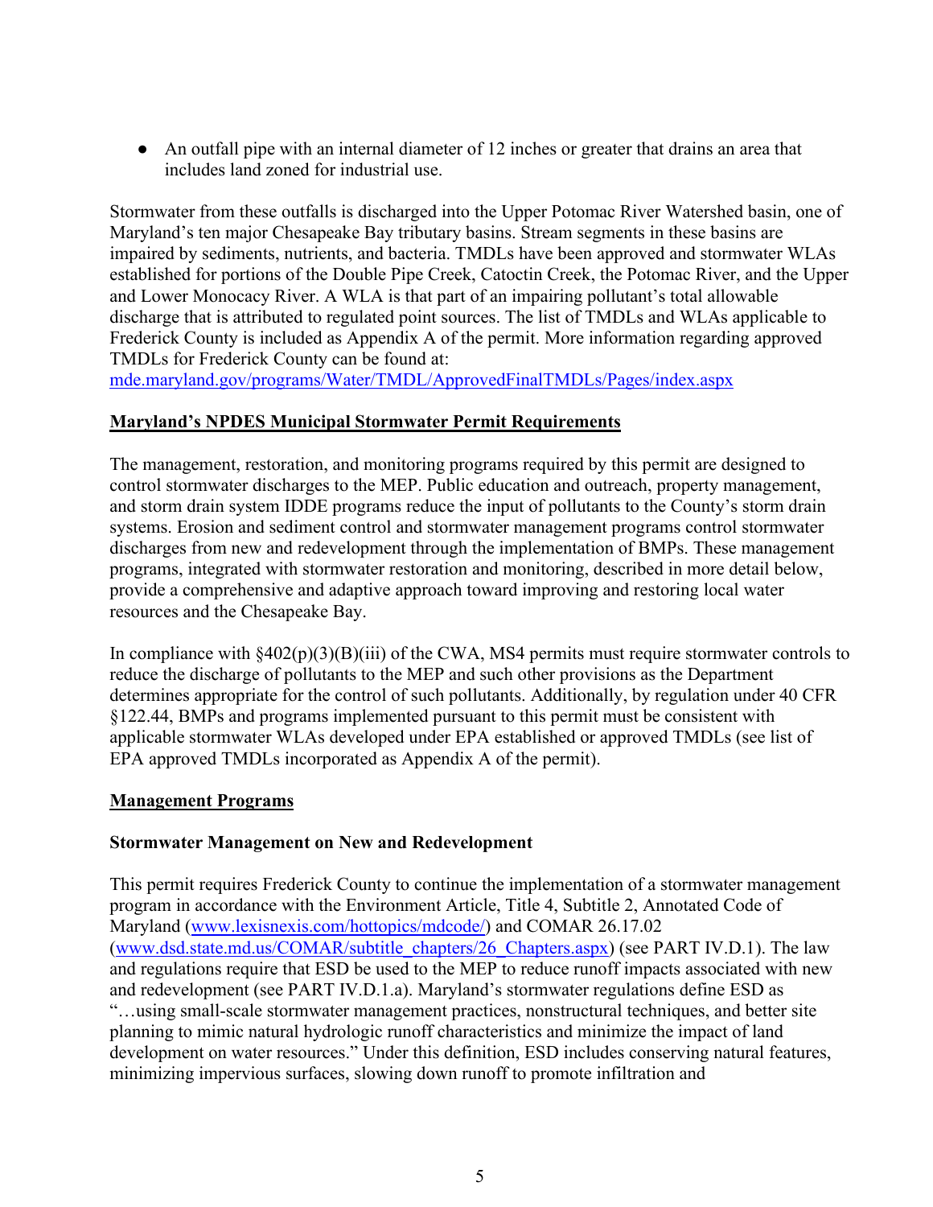- An outfall pipe with an internal diameter of 12 inches or greater that drains an area that includes land zoned for industrial use.

Stormwater from these outfalls is discharged into the Upper Potomac River Watershed basin, one of Maryland's ten major Chesapeake Bay tributary basins. Stream segments in these basins are impaired by sediments, nutrients, and bacteria. TMDLs have been approved and stormwater WLAs established for portions of the Double Pipe Creek, Catoctin Creek, the Potomac River, and the Upper and Lower Monocacy River. A WLA is that part of an impairing pollutant's total allowable discharge that is attributed to regulated point sources. The list of TMDLs and WLAs applicable to Frederick County is included as Appendix A of the permit. More information regarding approved TMDLs for Frederick County can be found at: [mde.maryland.gov/programs/Water/TMDL/ApprovedFinalTMDLs/Pages/index.aspx](mde.maryland.gov/programs/Water/TMDL/ApprovedFinalTMDLs/Pages/index.aspx)

## Maryland's NPDES Municipal Stormwater Permit Requirements

The management, restoration, and monitoring programs required by this permit are designed to control stormwater discharges to the MEP. Public education and outreach, property management, and storm drain system IDDE programs reduce the input of pollutants to the County's storm drain systems. Erosion and sediment control and stormwater management programs control stormwater discharges from new and redevelopment through the implementation of BMPs. These management programs, integrated with stormwater restoration and monitoring, described in more detail below, provide a comprehensive and adaptive approach toward improving and restoring local water resources and the Chesapeake Bay.

In compliance with §402(p)(3)(B)(iii) of the CWA, MS4 permits must require stormwater controls to reduce the discharge of pollutants to the MEP and such other provisions as the Department determines appropriate for the control of such pollutants. Additionally, by regulation under 40 CFR §122.44, BMPs and programs implemented pursuant to this permit must be consistent with applicable stormwater WLAs developed under EPA established or approved TMDLs (see list of EPA approved TMDLs incorporated as Appendix A of the permit).

## Management Programs

### Stormwater Management on New and Redevelopment

This permit requires Frederick County to continue the implementation of a stormwater management program in accordance with the Environment Article, Title 4, Subtitle 2, Annotated Code of Maryland ([www.lexisnexis.com/hottopics/mdcode/](www.lexisnexis.com/hottopics/mdcode/)) and COMAR 26.17.02 ([www.dsd.state.md.us/COMAR/subtitle_chapters/26_Chapters.aspx](www.dsd.state.md.us/COMAR/subtitle_chapters/26_Chapters.aspx)) (see PART IV.D.1). The law and regulations require that ESD be used to the MEP to reduce runoff impacts associated with new and redevelopment (see PART IV.D.1.a). Maryland's stormwater regulations define ESD as "…using small-scale stormwater management practices, nonstructural techniques, and better site planning to mimic natural hydrologic runoff characteristics and minimize the impact of land development on water resources." Under this definition, ESD includes conserving natural features, minimizing impervious surfaces, slowing down runoff to promote infiltration and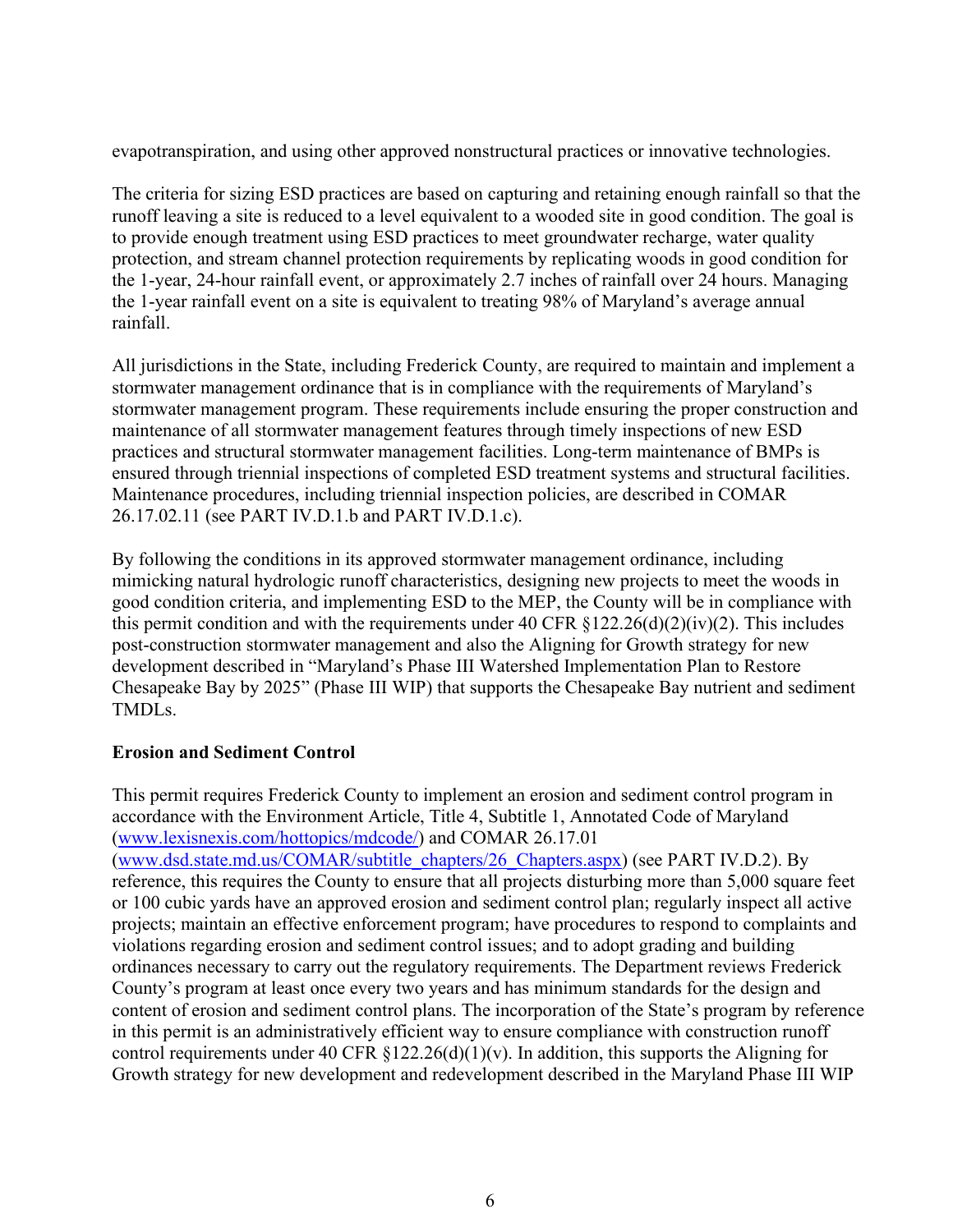evapotranspiration, and using other approved nonstructural practices or innovative technologies.

The criteria for sizing ESD practices are based on capturing and retaining enough rainfall so that the runoff leaving a site is reduced to a level equivalent to a wooded site in good condition. The goal is to provide enough treatment using ESD practices to meet groundwater recharge, water quality protection, and stream channel protection requirements by replicating woods in good condition for the 1-year, 24-hour rainfall event, or approximately 2.7 inches of rainfall over 24 hours. Managing the 1-year rainfall event on a site is equivalent to treating 98% of Maryland's average annual rainfall.

All jurisdictions in the State, including Frederick County, are required to maintain and implement a stormwater management ordinance that is in compliance with the requirements of Maryland's stormwater management program. These requirements include ensuring the proper construction and maintenance of all stormwater management features through timely inspections of new ESD practices and structural stormwater management facilities. Long-term maintenance of BMPs is ensured through triennial inspections of completed ESD treatment systems and structural facilities. Maintenance procedures, including triennial inspection policies, are described in COMAR 26.17.02.11 (see PART IV.D.1.b and PART IV.D.1.c).

By following the conditions in its approved stormwater management ordinance, including mimicking natural hydrologic runoff characteristics, designing new projects to meet the woods in good condition criteria, and implementing ESD to the MEP, the County will be in compliance with this permit condition and with the requirements under 40 CFR §122.26(d)(2)(iv)(2). This includes post-construction stormwater management and also the Aligning for Growth strategy for new development described in "Maryland's Phase III Watershed Implementation Plan to Restore Chesapeake Bay by 2025" (Phase III WIP) that supports the Chesapeake Bay nutrient and sediment TMDLs.

**Erosion and Sediment Control**

This permit requires Frederick County to implement an erosion and sediment control program in accordance with the Environment Article, Title 4, Subtitle 1, Annotated Code of Maryland (www.lexisnexis.com/hottopics/mdcode/) and COMAR 26.17.01 (www.dsd.state.md.us/COMAR/subtitle_chapters/26_Chapters.aspx) (see PART IV.D.2). By reference, this requires the County to ensure that all projects disturbing more than 5,000 square feet or 100 cubic yards have an approved erosion and sediment control plan; regularly inspect all active projects; maintain an effective enforcement program; have procedures to respond to complaints and violations regarding erosion and sediment control issues; and to adopt grading and building ordinances necessary to carry out the regulatory requirements. The Department reviews Frederick County's program at least once every two years and has minimum standards for the design and content of erosion and sediment control plans. The incorporation of the State's program by reference in this permit is an administratively efficient way to ensure compliance with construction runoff control requirements under 40 CFR §122.26(d)(1)(v). In addition, this supports the Aligning for Growth strategy for new development and redevelopment described in the Maryland Phase III WIP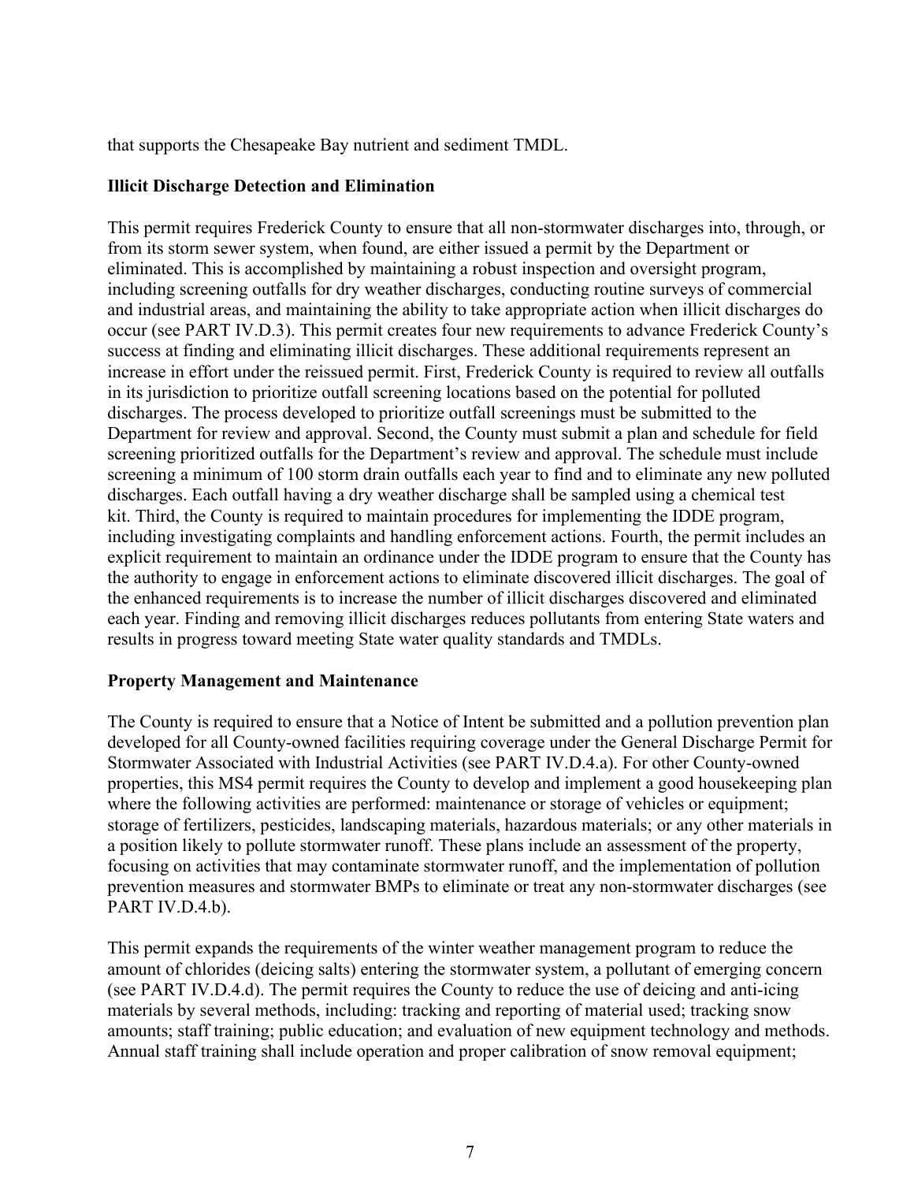that supports the Chesapeake Bay nutrient and sediment TMDL.

**Illicit Discharge Detection and Elimination**

This permit requires Frederick County to ensure that all non-stormwater discharges into, through, or from its storm sewer system, when found, are either issued a permit by the Department or eliminated. This is accomplished by maintaining a robust inspection and oversight program, including screening outfalls for dry weather discharges, conducting routine surveys of commercial and industrial areas, and maintaining the ability to take appropriate action when illicit discharges do occur (see PART IV.D.3). This permit creates four new requirements to advance Frederick County's success at finding and eliminating illicit discharges. These additional requirements represent an increase in effort under the reissued permit. First, Frederick County is required to review all outfalls in its jurisdiction to prioritize outfall screening locations based on the potential for polluted discharges. The process developed to prioritize outfall screenings must be submitted to the Department for review and approval. Second, the County must submit a plan and schedule for field screening prioritized outfalls for the Department's review and approval. The schedule must include screening a minimum of 100 storm drain outfalls each year to find and to eliminate any new polluted discharges. Each outfall having a dry weather discharge shall be sampled using a chemical test kit. Third, the County is required to maintain procedures for implementing the IDDE program, including investigating complaints and handling enforcement actions. Fourth, the permit includes an explicit requirement to maintain an ordinance under the IDDE program to ensure that the County has the authority to engage in enforcement actions to eliminate discovered illicit discharges. The goal of the enhanced requirements is to increase the number of illicit discharges discovered and eliminated each year. Finding and removing illicit discharges reduces pollutants from entering State waters and results in progress toward meeting State water quality standards and TMDLs.

**Property Management and Maintenance**

The County is required to ensure that a Notice of Intent be submitted and a pollution prevention plan developed for all County-owned facilities requiring coverage under the General Discharge Permit for Stormwater Associated with Industrial Activities (see PART IV.D.4.a). For other County-owned properties, this MS4 permit requires the County to develop and implement a good housekeeping plan where the following activities are performed: maintenance or storage of vehicles or equipment; storage of fertilizers, pesticides, landscaping materials, hazardous materials; or any other materials in a position likely to pollute stormwater runoff. These plans include an assessment of the property, focusing on activities that may contaminate stormwater runoff, and the implementation of pollution prevention measures and stormwater BMPs to eliminate or treat any non-stormwater discharges (see PART IV.D.4.b).

This permit expands the requirements of the winter weather management program to reduce the amount of chlorides (deicing salts) entering the stormwater system, a pollutant of emerging concern (see PART IV.D.4.d). The permit requires the County to reduce the use of deicing and anti-icing materials by several methods, including: tracking and reporting of material used; tracking snow amounts; staff training; public education; and evaluation of new equipment technology and methods. Annual staff training shall include operation and proper calibration of snow removal equipment;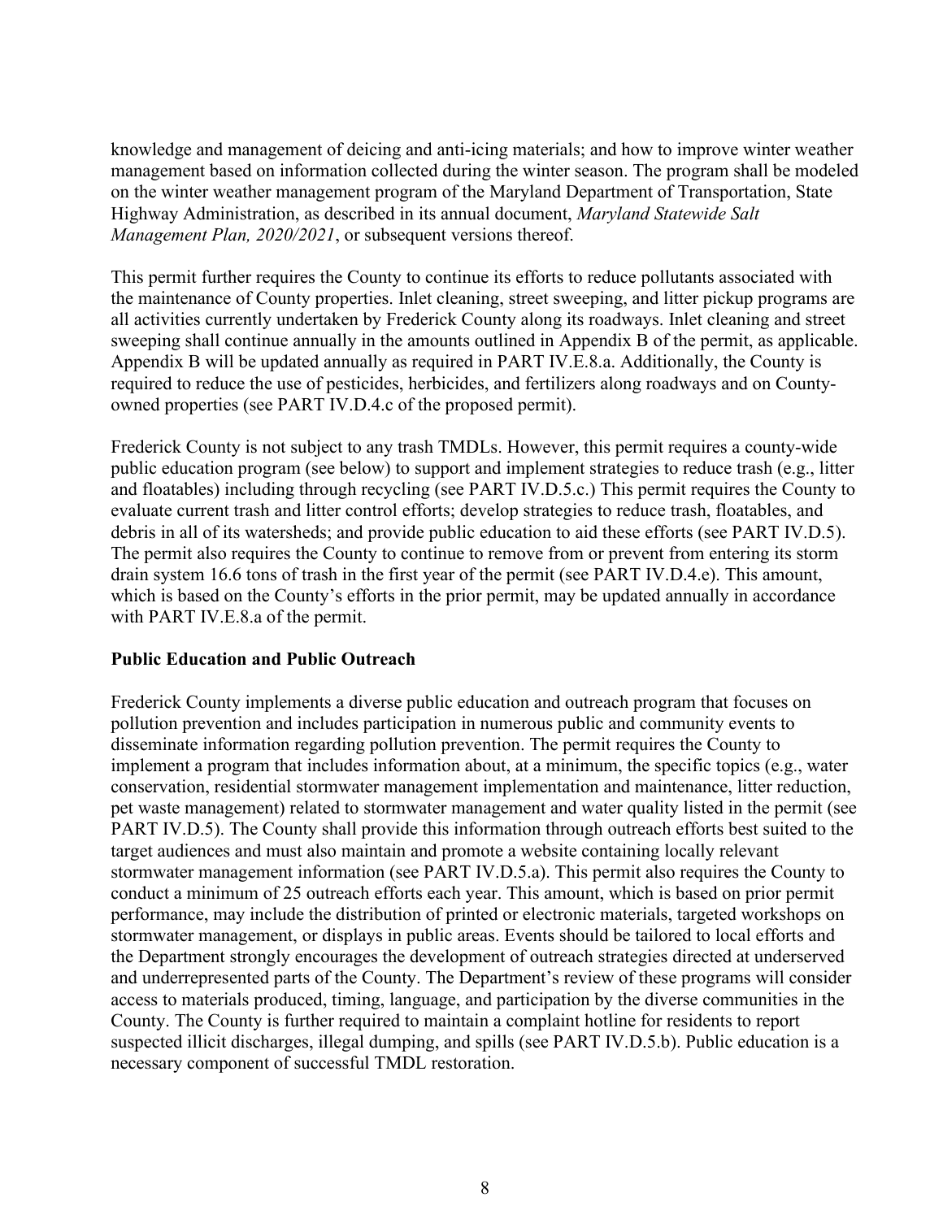knowledge and management of deicing and anti-icing materials; and how to improve winter weather management based on information collected during the winter season. The program shall be modeled on the winter weather management program of the Maryland Department of Transportation, State Highway Administration, as described in its annual document, *Maryland Statewide Salt Management Plan, 2020/2021*, or subsequent versions thereof.

This permit further requires the County to continue its efforts to reduce pollutants associated with the maintenance of County properties. Inlet cleaning, street sweeping, and litter pickup programs are all activities currently undertaken by Frederick County along its roadways. Inlet cleaning and street sweeping shall continue annually in the amounts outlined in Appendix B of the permit, as applicable. Appendix B will be updated annually as required in PART IV.E.8.a. Additionally, the County is required to reduce the use of pesticides, herbicides, and fertilizers along roadways and on County-owned properties (see PART IV.D.4.c of the proposed permit).

Frederick County is not subject to any trash TMDLs. However, this permit requires a county-wide public education program (see below) to support and implement strategies to reduce trash (e.g., litter and floatables) including through recycling (see PART IV.D.5.c.) This permit requires the County to evaluate current trash and litter control efforts; develop strategies to reduce trash, floatables, and debris in all of its watersheds; and provide public education to aid these efforts (see PART IV.D.5). The permit also requires the County to continue to remove from or prevent from entering its storm drain system 16.6 tons of trash in the first year of the permit (see PART IV.D.4.e). This amount, which is based on the County's efforts in the prior permit, may be updated annually in accordance with PART IV.E.8.a of the permit.

**Public Education and Public Outreach**

Frederick County implements a diverse public education and outreach program that focuses on pollution prevention and includes participation in numerous public and community events to disseminate information regarding pollution prevention. The permit requires the County to implement a program that includes information about, at a minimum, the specific topics (e.g., water conservation, residential stormwater management implementation and maintenance, litter reduction, pet waste management) related to stormwater management and water quality listed in the permit (see PART IV.D.5). The County shall provide this information through outreach efforts best suited to the target audiences and must also maintain and promote a website containing locally relevant stormwater management information (see PART IV.D.5.a). This permit also requires the County to conduct a minimum of 25 outreach efforts each year. This amount, which is based on prior permit performance, may include the distribution of printed or electronic materials, targeted workshops on stormwater management, or displays in public areas. Events should be tailored to local efforts and the Department strongly encourages the development of outreach strategies directed at underserved and underrepresented parts of the County. The Department's review of these programs will consider access to materials produced, timing, language, and participation by the diverse communities in the County. The County is further required to maintain a complaint hotline for residents to report suspected illicit discharges, illegal dumping, and spills (see PART IV.D.5.b). Public education is a necessary component of successful TMDL restoration.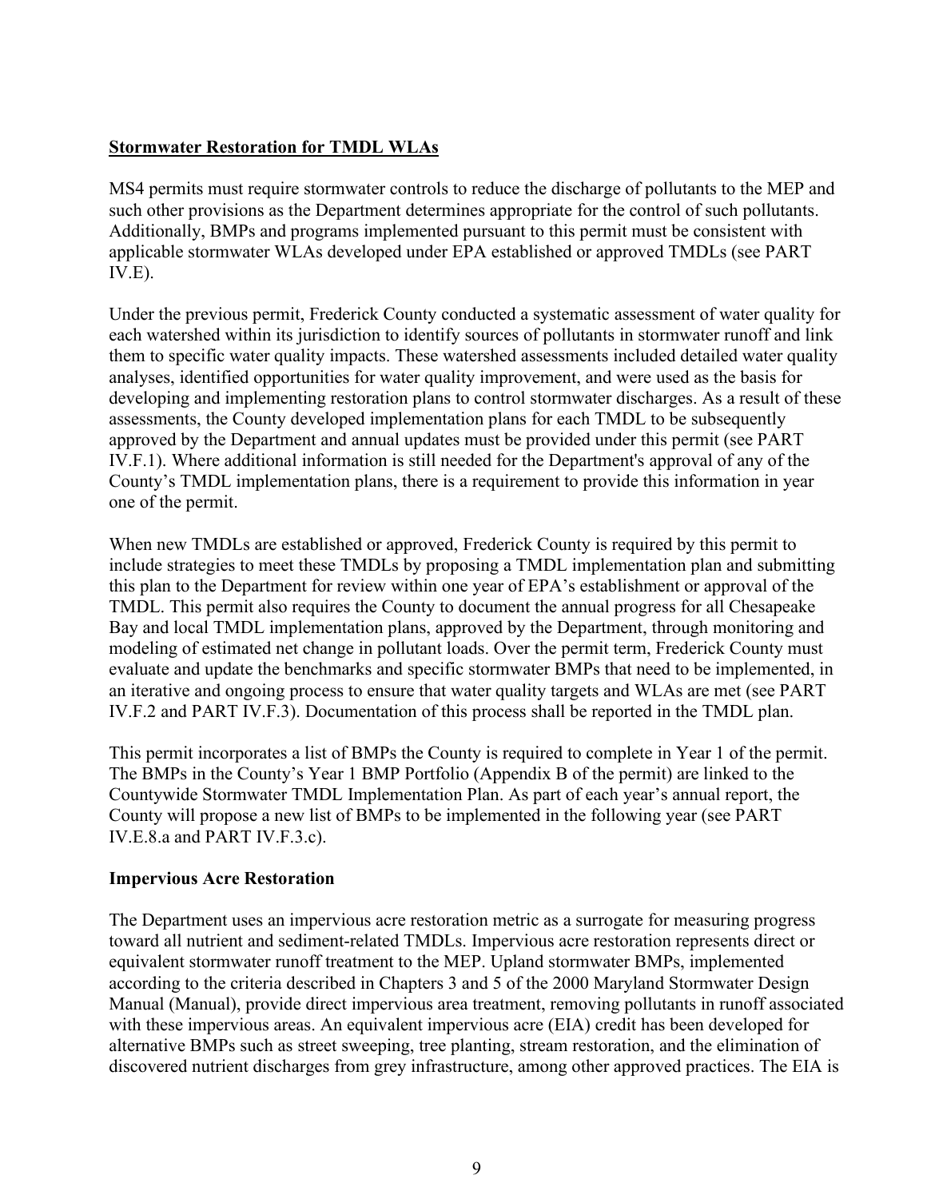## Stormwater Restoration for TMDL WLAs

MS4 permits must require stormwater controls to reduce the discharge of pollutants to the MEP and such other provisions as the Department determines appropriate for the control of such pollutants. Additionally, BMPs and programs implemented pursuant to this permit must be consistent with applicable stormwater WLAs developed under EPA established or approved TMDLs (see PART IV.E).

Under the previous permit, Frederick County conducted a systematic assessment of water quality for each watershed within its jurisdiction to identify sources of pollutants in stormwater runoff and link them to specific water quality impacts. These watershed assessments included detailed water quality analyses, identified opportunities for water quality improvement, and were used as the basis for developing and implementing restoration plans to control stormwater discharges. As a result of these assessments, the County developed implementation plans for each TMDL to be subsequently approved by the Department and annual updates must be provided under this permit (see PART IV.F.1). Where additional information is still needed for the Department's approval of any of the County's TMDL implementation plans, there is a requirement to provide this information in year one of the permit.

When new TMDLs are established or approved, Frederick County is required by this permit to include strategies to meet these TMDLs by proposing a TMDL implementation plan and submitting this plan to the Department for review within one year of EPA's establishment or approval of the TMDL. This permit also requires the County to document the annual progress for all Chesapeake Bay and local TMDL implementation plans, approved by the Department, through monitoring and modeling of estimated net change in pollutant loads. Over the permit term, Frederick County must evaluate and update the benchmarks and specific stormwater BMPs that need to be implemented, in an iterative and ongoing process to ensure that water quality targets and WLAs are met (see PART IV.F.2 and PART IV.F.3). Documentation of this process shall be reported in the TMDL plan.

This permit incorporates a list of BMPs the County is required to complete in Year 1 of the permit. The BMPs in the County's Year 1 BMP Portfolio (Appendix B of the permit) are linked to the Countywide Stormwater TMDL Implementation Plan. As part of each year's annual report, the County will propose a new list of BMPs to be implemented in the following year (see PART IV.E.8.a and PART IV.F.3.c).

### Impervious Acre Restoration

The Department uses an impervious acre restoration metric as a surrogate for measuring progress toward all nutrient and sediment-related TMDLs. Impervious acre restoration represents direct or equivalent stormwater runoff treatment to the MEP. Upland stormwater BMPs, implemented according to the criteria described in Chapters 3 and 5 of the 2000 Maryland Stormwater Design Manual (Manual), provide direct impervious area treatment, removing pollutants in runoff associated with these impervious areas. An equivalent impervious acre (EIA) credit has been developed for alternative BMPs such as street sweeping, tree planting, stream restoration, and the elimination of discovered nutrient discharges from grey infrastructure, among other approved practices. The EIA is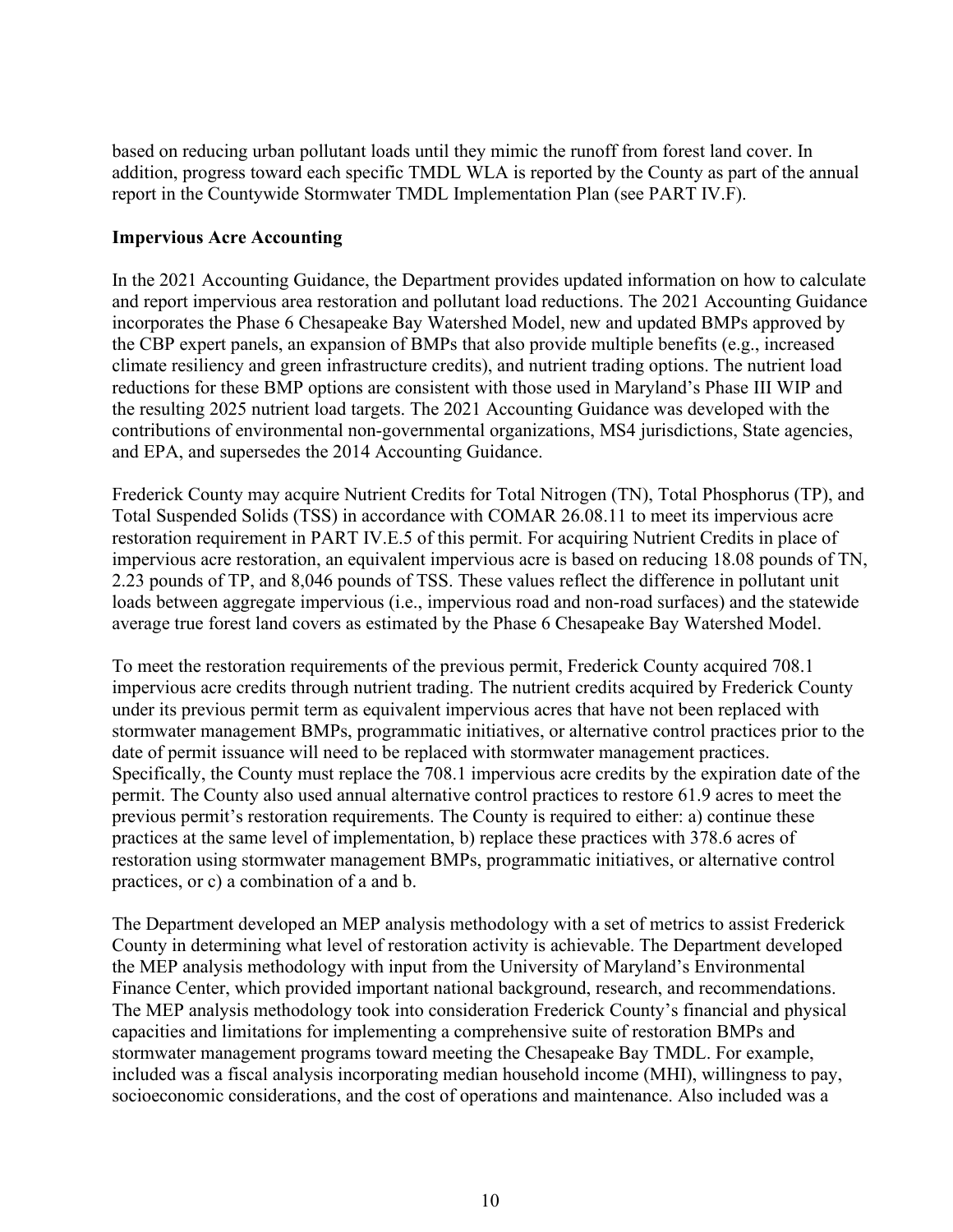based on reducing urban pollutant loads until they mimic the runoff from forest land cover. In addition, progress toward each specific TMDL WLA is reported by the County as part of the annual report in the Countywide Stormwater TMDL Implementation Plan (see PART IV.F).

**Impervious Acre Accounting**

In the 2021 Accounting Guidance, the Department provides updated information on how to calculate and report impervious area restoration and pollutant load reductions. The 2021 Accounting Guidance incorporates the Phase 6 Chesapeake Bay Watershed Model, new and updated BMPs approved by the CBP expert panels, an expansion of BMPs that also provide multiple benefits (e.g., increased climate resiliency and green infrastructure credits), and nutrient trading options. The nutrient load reductions for these BMP options are consistent with those used in Maryland's Phase III WIP and the resulting 2025 nutrient load targets. The 2021 Accounting Guidance was developed with the contributions of environmental non-governmental organizations, MS4 jurisdictions, State agencies, and EPA, and supersedes the 2014 Accounting Guidance.

Frederick County may acquire Nutrient Credits for Total Nitrogen (TN), Total Phosphorus (TP), and Total Suspended Solids (TSS) in accordance with COMAR 26.08.11 to meet its impervious acre restoration requirement in PART IV.E.5 of this permit. For acquiring Nutrient Credits in place of impervious acre restoration, an equivalent impervious acre is based on reducing 18.08 pounds of TN, 2.23 pounds of TP, and 8,046 pounds of TSS. These values reflect the difference in pollutant unit loads between aggregate impervious (i.e., impervious road and non-road surfaces) and the statewide average true forest land covers as estimated by the Phase 6 Chesapeake Bay Watershed Model.

To meet the restoration requirements of the previous permit, Frederick County acquired 708.1 impervious acre credits through nutrient trading. The nutrient credits acquired by Frederick County under its previous permit term as equivalent impervious acres that have not been replaced with stormwater management BMPs, programmatic initiatives, or alternative control practices prior to the date of permit issuance will need to be replaced with stormwater management practices. Specifically, the County must replace the 708.1 impervious acre credits by the expiration date of the permit. The County also used annual alternative control practices to restore 61.9 acres to meet the previous permit's restoration requirements. The County is required to either: a) continue these practices at the same level of implementation, b) replace these practices with 378.6 acres of restoration using stormwater management BMPs, programmatic initiatives, or alternative control practices, or c) a combination of a and b.

The Department developed an MEP analysis methodology with a set of metrics to assist Frederick County in determining what level of restoration activity is achievable. The Department developed the MEP analysis methodology with input from the University of Maryland's Environmental Finance Center, which provided important national background, research, and recommendations. The MEP analysis methodology took into consideration Frederick County's financial and physical capacities and limitations for implementing a comprehensive suite of restoration BMPs and stormwater management programs toward meeting the Chesapeake Bay TMDL. For example, included was a fiscal analysis incorporating median household income (MHI), willingness to pay, socioeconomic considerations, and the cost of operations and maintenance. Also included was a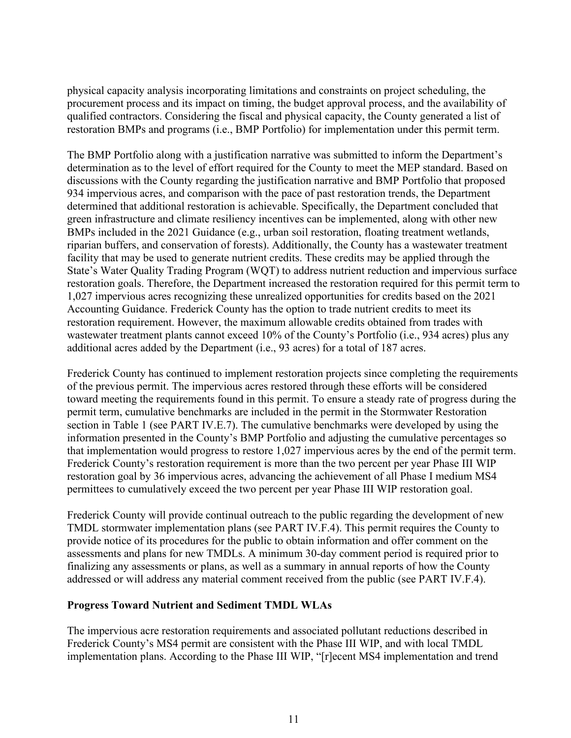physical capacity analysis incorporating limitations and constraints on project scheduling, the procurement process and its impact on timing, the budget approval process, and the availability of qualified contractors. Considering the fiscal and physical capacity, the County generated a list of restoration BMPs and programs (i.e., BMP Portfolio) for implementation under this permit term.

The BMP Portfolio along with a justification narrative was submitted to inform the Department's determination as to the level of effort required for the County to meet the MEP standard. Based on discussions with the County regarding the justification narrative and BMP Portfolio that proposed 934 impervious acres, and comparison with the pace of past restoration trends, the Department determined that additional restoration is achievable. Specifically, the Department concluded that green infrastructure and climate resiliency incentives can be implemented, along with other new BMPs included in the 2021 Guidance (e.g., urban soil restoration, floating treatment wetlands, riparian buffers, and conservation of forests). Additionally, the County has a wastewater treatment facility that may be used to generate nutrient credits. These credits may be applied through the State's Water Quality Trading Program (WQT) to address nutrient reduction and impervious surface restoration goals. Therefore, the Department increased the restoration required for this permit term to 1,027 impervious acres recognizing these unrealized opportunities for credits based on the 2021 Accounting Guidance. Frederick County has the option to trade nutrient credits to meet its restoration requirement. However, the maximum allowable credits obtained from trades with wastewater treatment plants cannot exceed 10% of the County's Portfolio (i.e., 934 acres) plus any additional acres added by the Department (i.e., 93 acres) for a total of 187 acres.

Frederick County has continued to implement restoration projects since completing the requirements of the previous permit. The impervious acres restored through these efforts will be considered toward meeting the requirements found in this permit. To ensure a steady rate of progress during the permit term, cumulative benchmarks are included in the permit in the Stormwater Restoration section in Table 1 (see PART IV.E.7). The cumulative benchmarks were developed by using the information presented in the County's BMP Portfolio and adjusting the cumulative percentages so that implementation would progress to restore 1,027 impervious acres by the end of the permit term. Frederick County's restoration requirement is more than the two percent per year Phase III WIP restoration goal by 36 impervious acres, advancing the achievement of all Phase I medium MS4 permittees to cumulatively exceed the two percent per year Phase III WIP restoration goal.

Frederick County will provide continual outreach to the public regarding the development of new TMDL stormwater implementation plans (see PART IV.F.4). This permit requires the County to provide notice of its procedures for the public to obtain information and offer comment on the assessments and plans for new TMDLs. A minimum 30-day comment period is required prior to finalizing any assessments or plans, as well as a summary in annual reports of how the County addressed or will address any material comment received from the public (see PART IV.F.4).

**Progress Toward Nutrient and Sediment TMDL WLAs**

The impervious acre restoration requirements and associated pollutant reductions described in Frederick County's MS4 permit are consistent with the Phase III WIP, and with local TMDL implementation plans. According to the Phase III WIP, "[r]ecent MS4 implementation and trend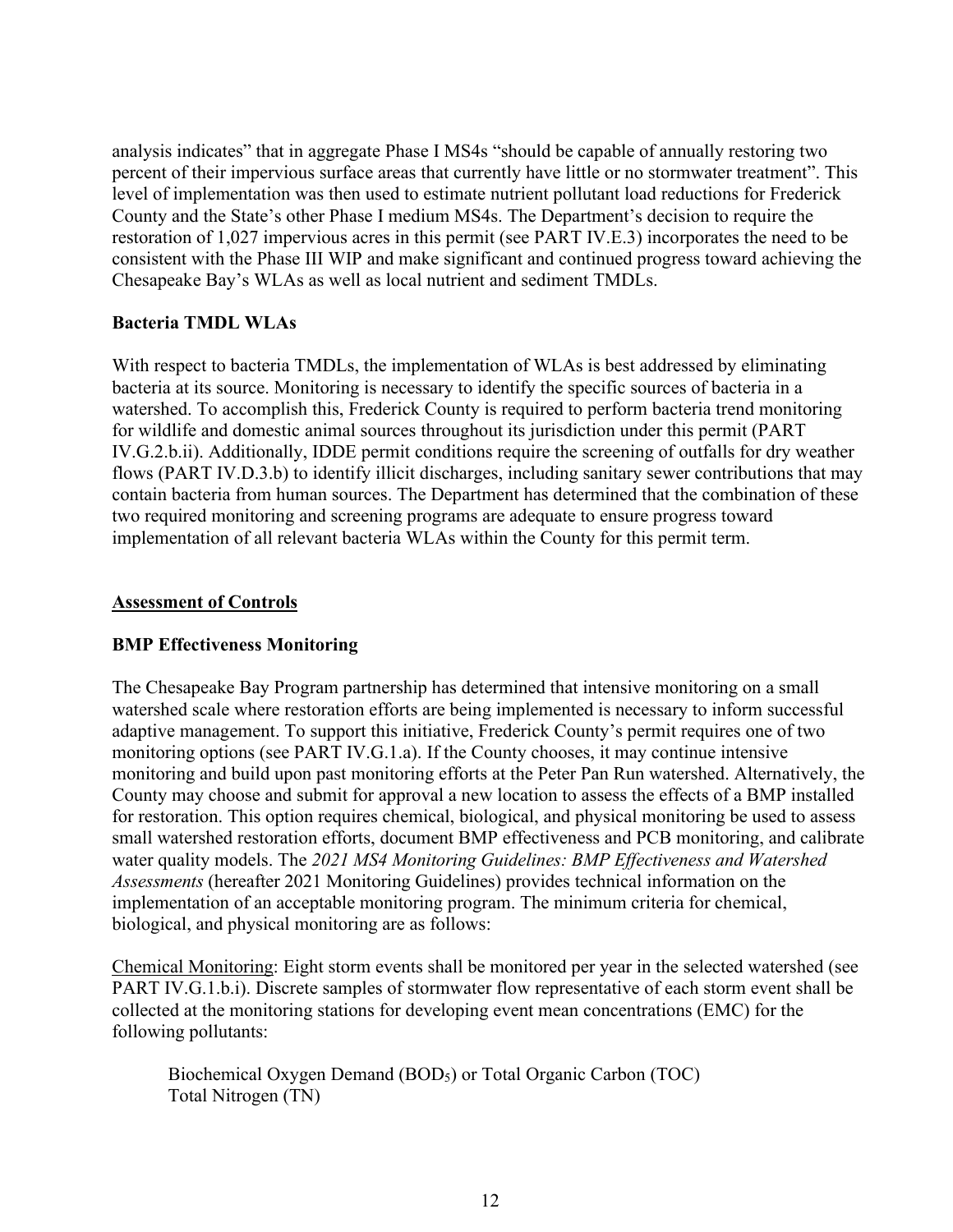analysis indicates" that in aggregate Phase I MS4s "should be capable of annually restoring two percent of their impervious surface areas that currently have little or no stormwater treatment". This level of implementation was then used to estimate nutrient pollutant load reductions for Frederick County and the State's other Phase I medium MS4s. The Department's decision to require the restoration of 1,027 impervious acres in this permit (see PART IV.E.3) incorporates the need to be consistent with the Phase III WIP and make significant and continued progress toward achieving the Chesapeake Bay's WLAs as well as local nutrient and sediment TMDLs.

**Bacteria TMDL WLAs**

With respect to bacteria TMDLs, the implementation of WLAs is best addressed by eliminating bacteria at its source. Monitoring is necessary to identify the specific sources of bacteria in a watershed. To accomplish this, Frederick County is required to perform bacteria trend monitoring for wildlife and domestic animal sources throughout its jurisdiction under this permit (PART IV.G.2.b.ii). Additionally, IDDE permit conditions require the screening of outfalls for dry weather flows (PART IV.D.3.b) to identify illicit discharges, including sanitary sewer contributions that may contain bacteria from human sources. The Department has determined that the combination of these two required monitoring and screening programs are adequate to ensure progress toward implementation of all relevant bacteria WLAs within the County for this permit term.

<u>**Assessment of Controls**</u>

**BMP Effectiveness Monitoring**

The Chesapeake Bay Program partnership has determined that intensive monitoring on a small watershed scale where restoration efforts are being implemented is necessary to inform successful adaptive management. To support this initiative, Frederick County's permit requires one of two monitoring options (see PART IV.G.1.a). If the County chooses, it may continue intensive monitoring and build upon past monitoring efforts at the Peter Pan Run watershed. Alternatively, the County may choose and submit for approval a new location to assess the effects of a BMP installed for restoration. This option requires chemical, biological, and physical monitoring be used to assess small watershed restoration efforts, document BMP effectiveness and PCB monitoring, and calibrate water quality models. The *2021 MS4 Monitoring Guidelines: BMP Effectiveness and Watershed Assessments* (hereafter 2021 Monitoring Guidelines) provides technical information on the implementation of an acceptable monitoring program. The minimum criteria for chemical, biological, and physical monitoring are as follows:

<u>Chemical Monitoring</u>: Eight storm events shall be monitored per year in the selected watershed (see PART IV.G.1.b.i). Discrete samples of stormwater flow representative of each storm event shall be collected at the monitoring stations for developing event mean concentrations (EMC) for the following pollutants:

Biochemical Oxygen Demand ($BOD_5$) or Total Organic Carbon (TOC)
Total Nitrogen (TN)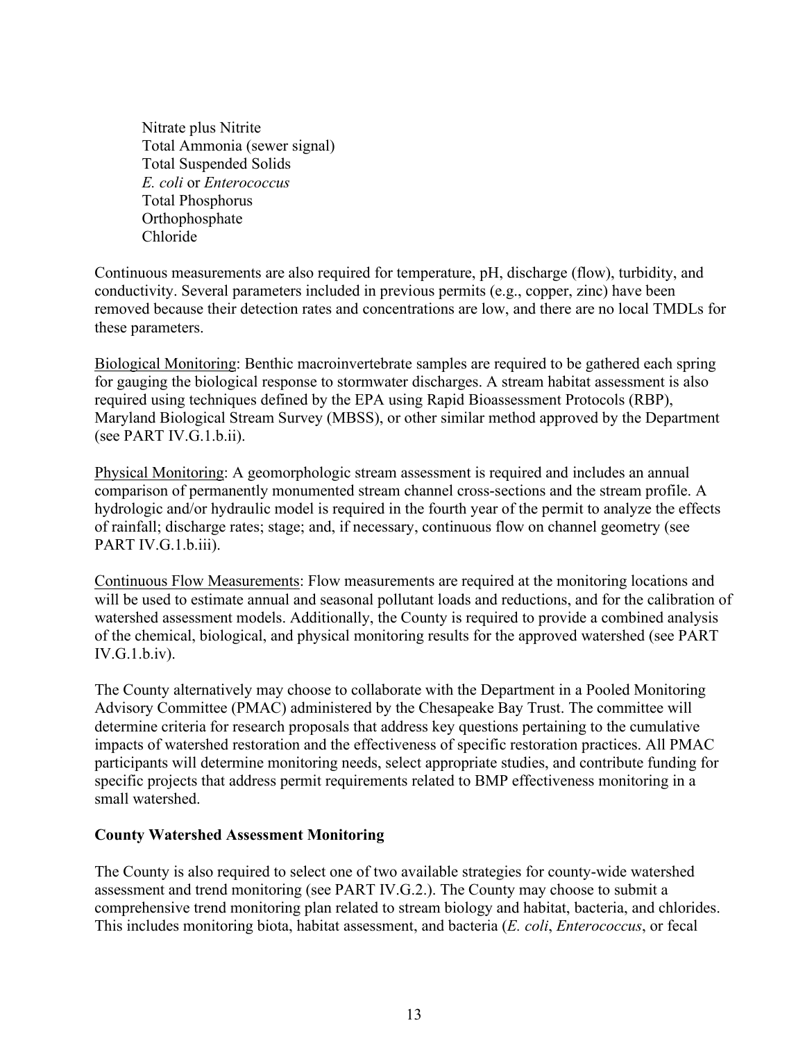Nitrate plus Nitrite
Total Ammonia (sewer signal)
Total Suspended Solids
*E. coli* or *Enterococcus*
Total Phosphorus
Orthophosphate
Chloride

Continuous measurements are also required for temperature, pH, discharge (flow), turbidity, and conductivity. Several parameters included in previous permits (e.g., copper, zinc) have been removed because their detection rates and concentrations are low, and there are no local TMDLs for these parameters.

Biological Monitoring: Benthic macroinvertebrate samples are required to be gathered each spring for gauging the biological response to stormwater discharges. A stream habitat assessment is also required using techniques defined by the EPA using Rapid Bioassessment Protocols (RBP), Maryland Biological Stream Survey (MBSS), or other similar method approved by the Department (see PART IV.G.1.b.ii).

Physical Monitoring: A geomorphologic stream assessment is required and includes an annual comparison of permanently monumented stream channel cross-sections and the stream profile. A hydrologic and/or hydraulic model is required in the fourth year of the permit to analyze the effects of rainfall; discharge rates; stage; and, if necessary, continuous flow on channel geometry (see PART IV.G.1.b.iii).

Continuous Flow Measurements: Flow measurements are required at the monitoring locations and will be used to estimate annual and seasonal pollutant loads and reductions, and for the calibration of watershed assessment models. Additionally, the County is required to provide a combined analysis of the chemical, biological, and physical monitoring results for the approved watershed (see PART IV.G.1.b.iv).

The County alternatively may choose to collaborate with the Department in a Pooled Monitoring Advisory Committee (PMAC) administered by the Chesapeake Bay Trust. The committee will determine criteria for research proposals that address key questions pertaining to the cumulative impacts of watershed restoration and the effectiveness of specific restoration practices. All PMAC participants will determine monitoring needs, select appropriate studies, and contribute funding for specific projects that address permit requirements related to BMP effectiveness monitoring in a small watershed.

**County Watershed Assessment Monitoring**

The County is also required to select one of two available strategies for county-wide watershed assessment and trend monitoring (see PART IV.G.2.). The County may choose to submit a comprehensive trend monitoring plan related to stream biology and habitat, bacteria, and chlorides. This includes monitoring biota, habitat assessment, and bacteria (*E. coli*, *Enterococcus*, or fecal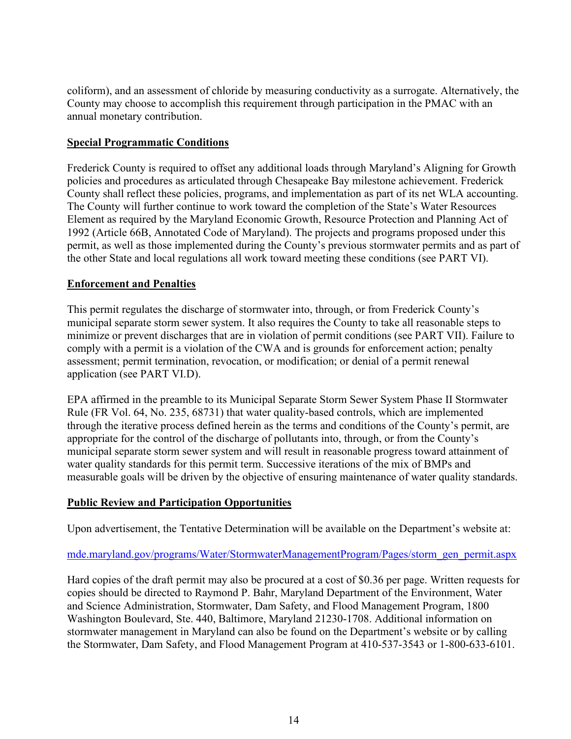coliform), and an assessment of chloride by measuring conductivity as a surrogate. Alternatively, the County may choose to accomplish this requirement through participation in the PMAC with an annual monetary contribution.

## Special Programmatic Conditions

Frederick County is required to offset any additional loads through Maryland's Aligning for Growth policies and procedures as articulated through Chesapeake Bay milestone achievement. Frederick County shall reflect these policies, programs, and implementation as part of its net WLA accounting. The County will further continue to work toward the completion of the State's Water Resources Element as required by the Maryland Economic Growth, Resource Protection and Planning Act of 1992 (Article 66B, Annotated Code of Maryland). The projects and programs proposed under this permit, as well as those implemented during the County's previous stormwater permits and as part of the other State and local regulations all work toward meeting these conditions (see PART VI).

## Enforcement and Penalties

This permit regulates the discharge of stormwater into, through, or from Frederick County's municipal separate storm sewer system. It also requires the County to take all reasonable steps to minimize or prevent discharges that are in violation of permit conditions (see PART VII). Failure to comply with a permit is a violation of the CWA and is grounds for enforcement action; penalty assessment; permit termination, revocation, or modification; or denial of a permit renewal application (see PART VI.D).

EPA affirmed in the preamble to its Municipal Separate Storm Sewer System Phase II Stormwater Rule (FR Vol. 64, No. 235, 68731) that water quality-based controls, which are implemented through the iterative process defined herein as the terms and conditions of the County's permit, are appropriate for the control of the discharge of pollutants into, through, or from the County's municipal separate storm sewer system and will result in reasonable progress toward attainment of water quality standards for this permit term. Successive iterations of the mix of BMPs and measurable goals will be driven by the objective of ensuring maintenance of water quality standards.

## Public Review and Participation Opportunities

Upon advertisement, the Tentative Determination will be available on the Department's website at:

mde.maryland.gov/programs/Water/StormwaterManagementProgram/Pages/storm_gen_permit.aspx

Hard copies of the draft permit may also be procured at a cost of $0.36 per page. Written requests for copies should be directed to Raymond P. Bahr, Maryland Department of the Environment, Water and Science Administration, Stormwater, Dam Safety, and Flood Management Program, 1800 Washington Boulevard, Ste. 440, Baltimore, Maryland 21230-1708. Additional information on stormwater management in Maryland can also be found on the Department's website or by calling the Stormwater, Dam Safety, and Flood Management Program at 410-537-3543 or 1-800-633-6101.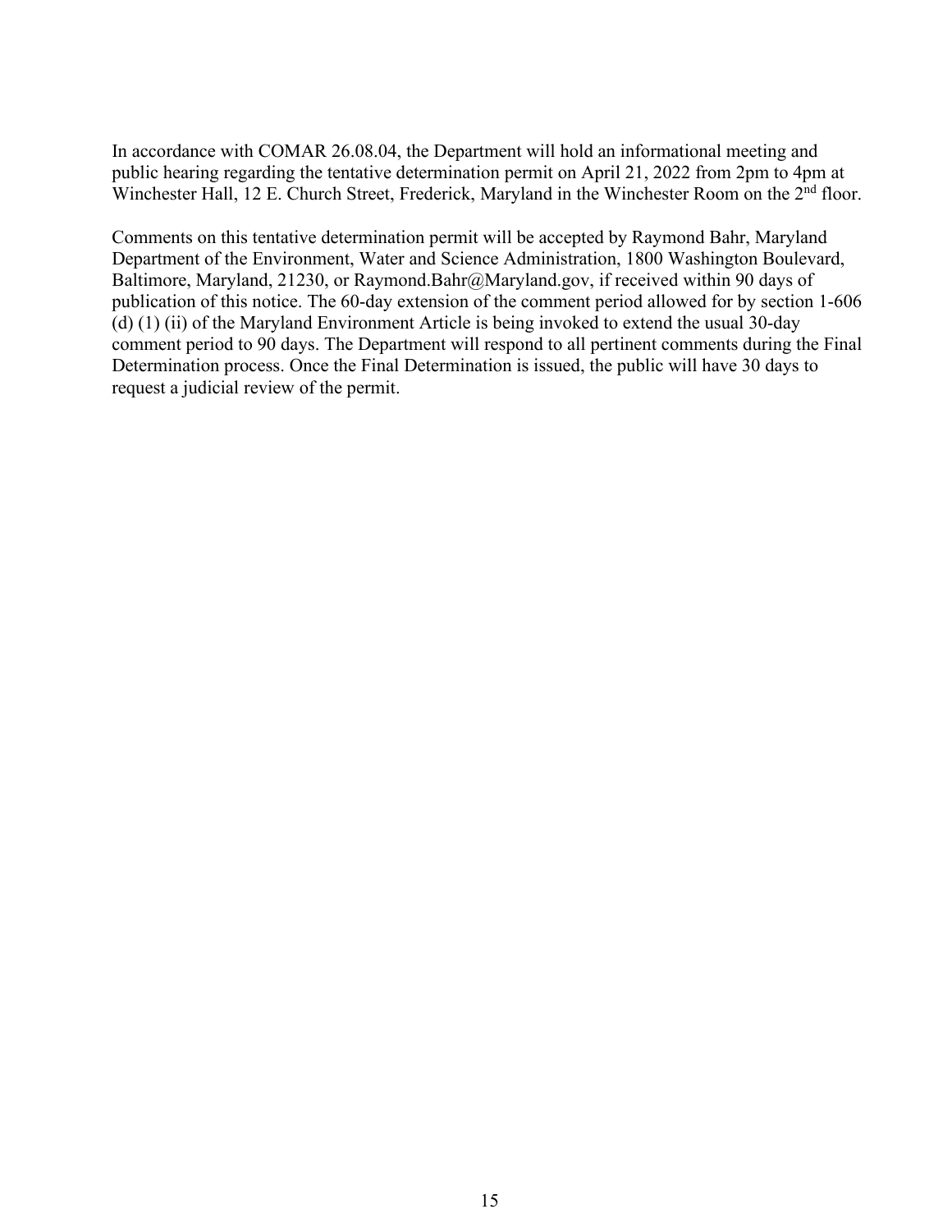In accordance with COMAR 26.08.04, the Department will hold an informational meeting and public hearing regarding the tentative determination permit on April 21, 2022 from 2pm to 4pm at Winchester Hall, 12 E. Church Street, Frederick, Maryland in the Winchester Room on the 2nd floor.

Comments on this tentative determination permit will be accepted by Raymond Bahr, Maryland Department of the Environment, Water and Science Administration, 1800 Washington Boulevard, Baltimore, Maryland, 21230, or Raymond.Bahr@Maryland.gov, if received within 90 days of publication of this notice. The 60-day extension of the comment period allowed for by section 1-606 (d) (1) (ii) of the Maryland Environment Article is being invoked to extend the usual 30-day comment period to 90 days. The Department will respond to all pertinent comments during the Final Determination process. Once the Final Determination is issued, the public will have 30 days to request a judicial review of the permit.